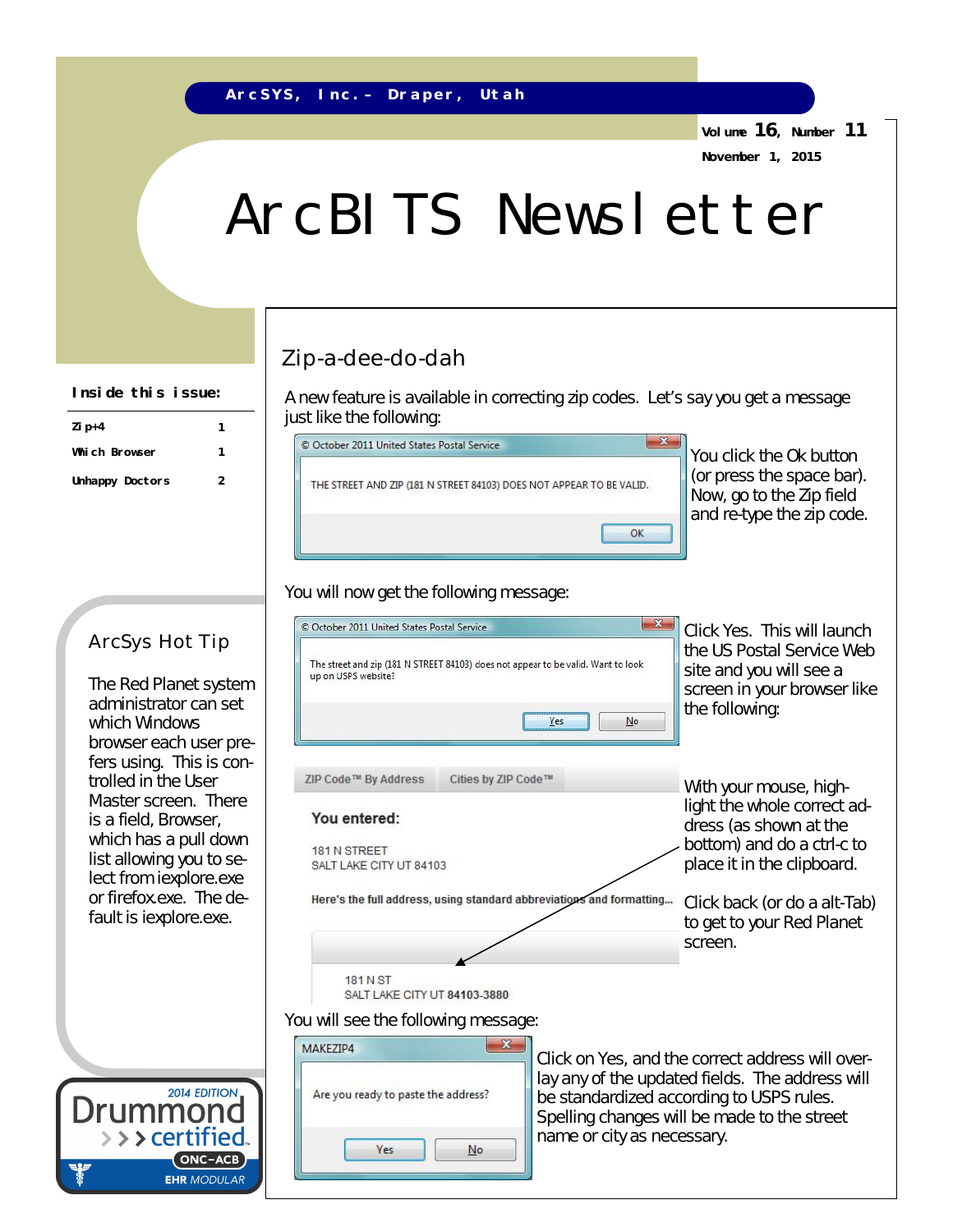ArcSYS, Inc. – Draper, Utah

Volume 16, Number 11

November 1, 2015

# ArcBITS Newsletter

**Inside this issue:**

| | |
|---|---|
| Zip+4 | 1 |
| Which Browser | 1 |
| Unhappy Doctors | 2 |

## ArcSys Hot Tip

The Red Planet system administrator can set which Windows browser each user prefers using. This is controlled in the User Master screen. There is a field, Browser, which has a pull down list allowing you to select from iexplore.exe or firefox.exe. The default is iexplore.exe.

2014 EDITION Drummond certified ONC-ACB EHR MODULAR

## Zip-a-dee-do-dah

A new feature is available in correcting zip codes. Let's say you get a message just like the following:

© October 2011 United States Postal Service

THE STREET AND ZIP (181 N STREET 84103) DOES NOT APPEAR TO BE VALID.

OK

You click the Ok button (or press the space bar). Now, go to the Zip field and re-type the zip code.

You will now get the following message:

© October 2011 United States Postal Service

The street and zip (181 N STREET 84103) does not appear to be valid. Want to look up on USPS website?

Yes No

Click Yes. This will launch the US Postal Service Web site and you will see a screen in your browser like the following:

ZIP Code™ By Address | Cities by ZIP Code™

**You entered:**

181 N STREET
SALT LAKE CITY UT 84103

**Here's the full address, using standard abbreviations and formatting...**

181 N ST
SALT LAKE CITY UT **84103-3880**

With your mouse, highlight the whole correct address (as shown at the bottom) and do a ctrl-c to place it in the clipboard.

Click back (or do a alt-Tab) to get to your Red Planet screen.

You will see the following message:

MAKEZIP4

Are you ready to paste the address?

Yes No

Click on Yes, and the correct address will overlay any of the updated fields. The address will be standardized according to USPS rules. Spelling changes will be made to the street name or city as necessary.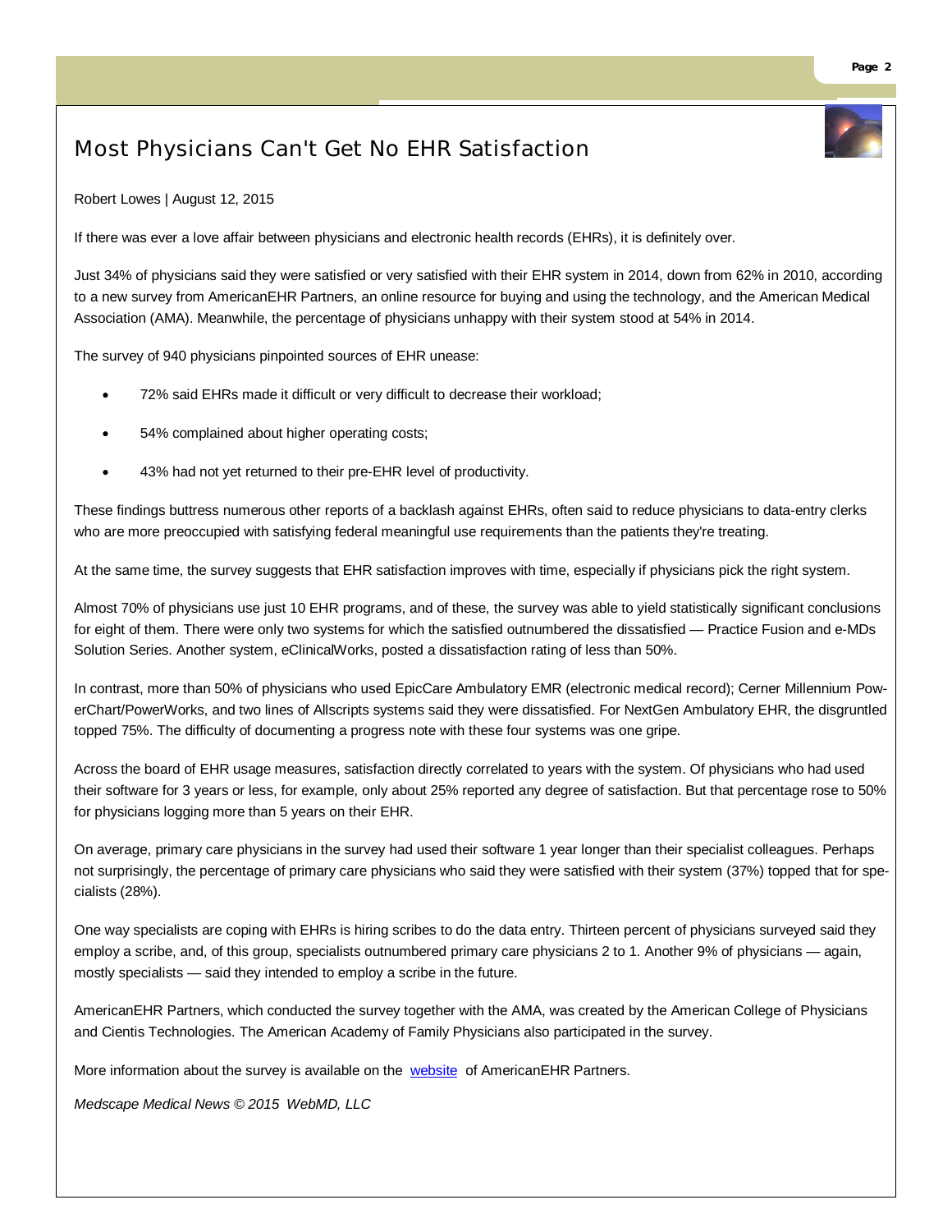# Most Physicians Can't Get No EHR Satisfaction

Robert Lowes | August 12, 2015

If there was ever a love affair between physicians and electronic health records (EHRs), it is definitely over.

Just 34% of physicians said they were satisfied or very satisfied with their EHR system in 2014, down from 62% in 2010, according to a new survey from AmericanEHR Partners, an online resource for buying and using the technology, and the American Medical Association (AMA). Meanwhile, the percentage of physicians unhappy with their system stood at 54% in 2014.

The survey of 940 physicians pinpointed sources of EHR unease:

- 72% said EHRs made it difficult or very difficult to decrease their workload;
- 54% complained about higher operating costs;
- 43% had not yet returned to their pre-EHR level of productivity.

These findings buttress numerous other reports of a backlash against EHRs, often said to reduce physicians to data-entry clerks who are more preoccupied with satisfying federal meaningful use requirements than the patients they're treating.

At the same time, the survey suggests that EHR satisfaction improves with time, especially if physicians pick the right system.

Almost 70% of physicians use just 10 EHR programs, and of these, the survey was able to yield statistically significant conclusions for eight of them. There were only two systems for which the satisfied outnumbered the dissatisfied — Practice Fusion and e-MDs Solution Series. Another system, eClinicalWorks, posted a dissatisfaction rating of less than 50%.

In contrast, more than 50% of physicians who used EpicCare Ambulatory EMR (electronic medical record); Cerner Millennium PowerChart/PowerWorks, and two lines of Allscripts systems said they were dissatisfied. For NextGen Ambulatory EHR, the disgruntled topped 75%. The difficulty of documenting a progress note with these four systems was one gripe.

Across the board of EHR usage measures, satisfaction directly correlated to years with the system. Of physicians who had used their software for 3 years or less, for example, only about 25% reported any degree of satisfaction. But that percentage rose to 50% for physicians logging more than 5 years on their EHR.

On average, primary care physicians in the survey had used their software 1 year longer than their specialist colleagues. Perhaps not surprisingly, the percentage of primary care physicians who said they were satisfied with their system (37%) topped that for specialists (28%).

One way specialists are coping with EHRs is hiring scribes to do the data entry. Thirteen percent of physicians surveyed said they employ a scribe, and, of this group, specialists outnumbered primary care physicians 2 to 1. Another 9% of physicians — again, mostly specialists — said they intended to employ a scribe in the future.

AmericanEHR Partners, which conducted the survey together with the AMA, was created by the American College of Physicians and Cientis Technologies. The American Academy of Family Physicians also participated in the survey.

More information about the survey is available on the website of AmericanEHR Partners.

*Medscape Medical News © 2015 WebMD, LLC*